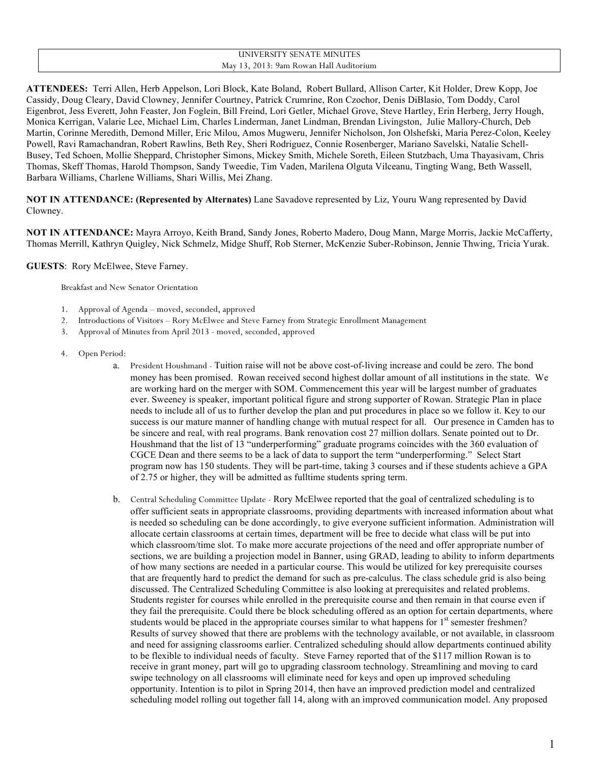UNIVERSITY SENATE MINUTES
May 13, 2013: 9am Rowan Hall Auditorium

**ATTENDEES:** Terri Allen, Herb Appelson, Lori Block, Kate Boland, Robert Bullard, Allison Carter, Kit Holder, Drew Kopp, Joe Cassidy, Doug Cleary, David Clowney, Jennifer Courtney, Patrick Crumrine, Ron Czochor, Denis DiBlasio, Tom Doddy, Carol Eigenbrot, Jess Everett, John Feaster, Jon Foglein, Bill Freind, Lori Getler, Michael Grove, Steve Hartley, Erin Herberg, Jerry Hough, Monica Kerrigan, Valarie Lee, Michael Lim, Charles Linderman, Janet Lindman, Brendan Livingston, Julie Mallory-Church, Deb Martin, Corinne Meredith, Demond Miller, Eric Milou, Amos Mugweru, Jennifer Nicholson, Jon Olshefski, Maria Perez-Colon, Keeley Powell, Ravi Ramachandran, Robert Rawlins, Beth Rey, Sheri Rodriguez, Connie Rosenberger, Mariano Savelski, Natalie Schell-Busey, Ted Schoen, Mollie Sheppard, Christopher Simons, Mickey Smith, Michele Soreth, Eileen Stutzbach, Uma Thayasivam, Chris Thomas, Skeff Thomas, Harold Thompson, Sandy Tweedie, Tim Vaden, Marilena Olguta Vilceanu, Tingting Wang, Beth Wassell, Barbara Williams, Charlene Williams, Shari Willis, Mei Zhang.

**NOT IN ATTENDANCE: (Represented by Alternates)** Lane Savadove represented by Liz, Youru Wang represented by David Clowney.

**NOT IN ATTENDANCE:** Mayra Arroyo, Keith Brand, Sandy Jones, Roberto Madero, Doug Mann, Marge Morris, Jackie McCafferty, Thomas Merrill, Kathryn Quigley, Nick Schmelz, Midge Shuff, Rob Sterner, McKenzie Suber-Robinson, Jennie Thwing, Tricia Yurak.

**GUESTS**: Rory McElwee, Steve Farney.

Breakfast and New Senator Orientation

1. Approval of Agenda – moved, seconded, approved
2. Introductions of Visitors – Rory McElwee and Steve Farney from Strategic Enrollment Management
3. Approval of Minutes from April 2013 - moved, seconded, approved
4. Open Period:
   a. President Houshmand - Tuition raise will not be above cost-of-living increase and could be zero. The bond money has been promised. Rowan received second highest dollar amount of all institutions in the state. We are working hard on the merger with SOM. Commencement this year will be largest number of graduates ever. Sweeney is speaker, important political figure and strong supporter of Rowan. Strategic Plan in place needs to include all of us to further develop the plan and put procedures in place so we follow it. Key to our success is our mature manner of handling change with mutual respect for all. Our presence in Camden has to be sincere and real, with real programs. Bank renovation cost 27 million dollars. Senate pointed out to Dr. Houshmand that the list of 13 "underperforming" graduate programs coincides with the 360 evaluation of CGCE Dean and there seems to be a lack of data to support the term "underperforming." Select Start program now has 150 students. They will be part-time, taking 3 courses and if these students achieve a GPA of 2.75 or higher, they will be admitted as fulltime students spring term.

   b. Central Scheduling Committee Update - Rory McElwee reported that the goal of centralized scheduling is to offer sufficient seats in appropriate classrooms, providing departments with increased information about what is needed so scheduling can be done accordingly, to give everyone sufficient information. Administration will allocate certain classrooms at certain times, department will be free to decide what class will be put into which classroom/time slot. To make more accurate projections of the need and offer appropriate number of sections, we are building a projection model in Banner, using GRAD, leading to ability to inform departments of how many sections are needed in a particular course. This would be utilized for key prerequisite courses that are frequently hard to predict the demand for such as pre-calculus. The class schedule grid is also being discussed. The Centralized Scheduling Committee is also looking at prerequisites and related problems. Students register for courses while enrolled in the prerequisite course and then remain in that course even if they fail the prerequisite. Could there be block scheduling offered as an option for certain departments, where students would be placed in the appropriate courses similar to what happens for 1st semester freshmen? Results of survey showed that there are problems with the technology available, or not available, in classroom and need for assigning classrooms earlier. Centralized scheduling should allow departments continued ability to be flexible to individual needs of faculty. Steve Farney reported that of the $117 million Rowan is to receive in grant money, part will go to upgrading classroom technology. Streamlining and moving to card swipe technology on all classrooms will eliminate need for keys and open up improved scheduling opportunity. Intention is to pilot in Spring 2014, then have an improved prediction model and centralized scheduling model rolling out together fall 14, along with an improved communication model. Any proposed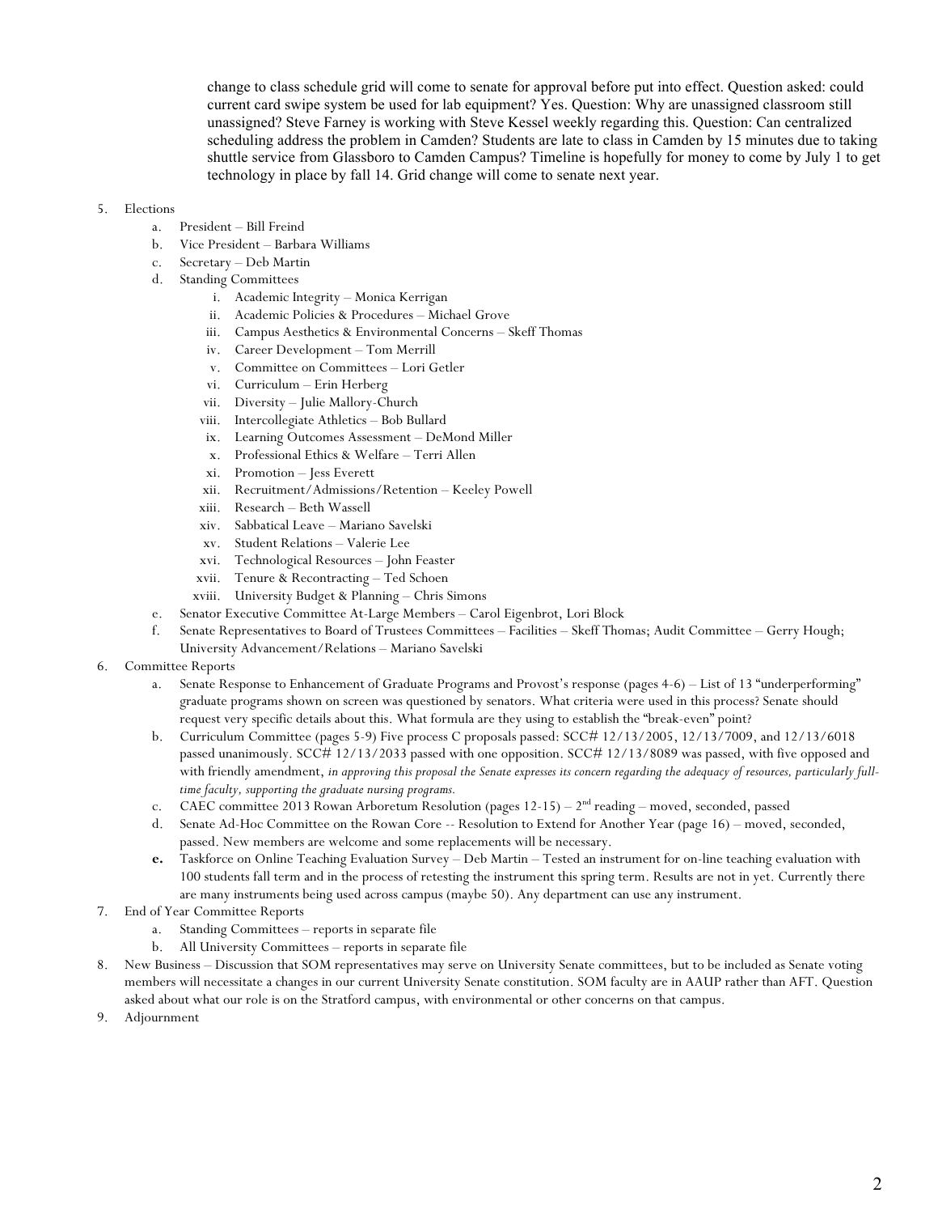change to class schedule grid will come to senate for approval before put into effect. Question asked: could current card swipe system be used for lab equipment? Yes. Question: Why are unassigned classroom still unassigned? Steve Farney is working with Steve Kessel weekly regarding this. Question: Can centralized scheduling address the problem in Camden? Students are late to class in Camden by 15 minutes due to taking shuttle service from Glassboro to Camden Campus? Timeline is hopefully for money to come by July 1 to get technology in place by fall 14. Grid change will come to senate next year.

5. Elections
   a. President – Bill Freind
   b. Vice President – Barbara Williams
   c. Secretary – Deb Martin
   d. Standing Committees
      i. Academic Integrity – Monica Kerrigan
      ii. Academic Policies & Procedures – Michael Grove
      iii. Campus Aesthetics & Environmental Concerns – Skeff Thomas
      iv. Career Development – Tom Merrill
      v. Committee on Committees – Lori Getler
      vi. Curriculum – Erin Herberg
      vii. Diversity – Julie Mallory-Church
      viii. Intercollegiate Athletics – Bob Bullard
      ix. Learning Outcomes Assessment – DeMond Miller
      x. Professional Ethics & Welfare – Terri Allen
      xi. Promotion – Jess Everett
      xii. Recruitment/Admissions/Retention – Keeley Powell
      xiii. Research – Beth Wassell
      xiv. Sabbatical Leave – Mariano Savelski
      xv. Student Relations – Valerie Lee
      xvi. Technological Resources – John Feaster
      xvii. Tenure & Recontracting – Ted Schoen
      xviii. University Budget & Planning – Chris Simons
   e. Senator Executive Committee At-Large Members – Carol Eigenbrot, Lori Block
   f. Senate Representatives to Board of Trustees Committees – Facilities – Skeff Thomas; Audit Committee – Gerry Hough; University Advancement/Relations – Mariano Savelski
6. Committee Reports
   a. Senate Response to Enhancement of Graduate Programs and Provost's response (pages 4-6) – List of 13 "underperforming" graduate programs shown on screen was questioned by senators. What criteria were used in this process? Senate should request very specific details about this. What formula are they using to establish the "break-even" point?
   b. Curriculum Committee (pages 5-9) Five process C proposals passed: SCC# 12/13/2005, 12/13/7009, and 12/13/6018 passed unanimously. SCC# 12/13/2033 passed with one opposition. SCC# 12/13/8089 was passed, with five opposed and with friendly amendment, *in approving this proposal the Senate expresses its concern regarding the adequacy of resources, particularly full-time faculty, supporting the graduate nursing programs.*
   c. CAEC committee 2013 Rowan Arboretum Resolution (pages 12-15) – 2nd reading – moved, seconded, passed
   d. Senate Ad-Hoc Committee on the Rowan Core -- Resolution to Extend for Another Year (page 16) – moved, seconded, passed. New members are welcome and some replacements will be necessary.
   **e.** Taskforce on Online Teaching Evaluation Survey – Deb Martin – Tested an instrument for on-line teaching evaluation with 100 students fall term and in the process of retesting the instrument this spring term. Results are not in yet. Currently there are many instruments being used across campus (maybe 50). Any department can use any instrument.
7. End of Year Committee Reports
   a. Standing Committees – reports in separate file
   b. All University Committees – reports in separate file
8. New Business – Discussion that SOM representatives may serve on University Senate committees, but to be included as Senate voting members will necessitate a changes in our current University Senate constitution. SOM faculty are in AAUP rather than AFT. Question asked about what our role is on the Stratford campus, with environmental or other concerns on that campus.
9. Adjournment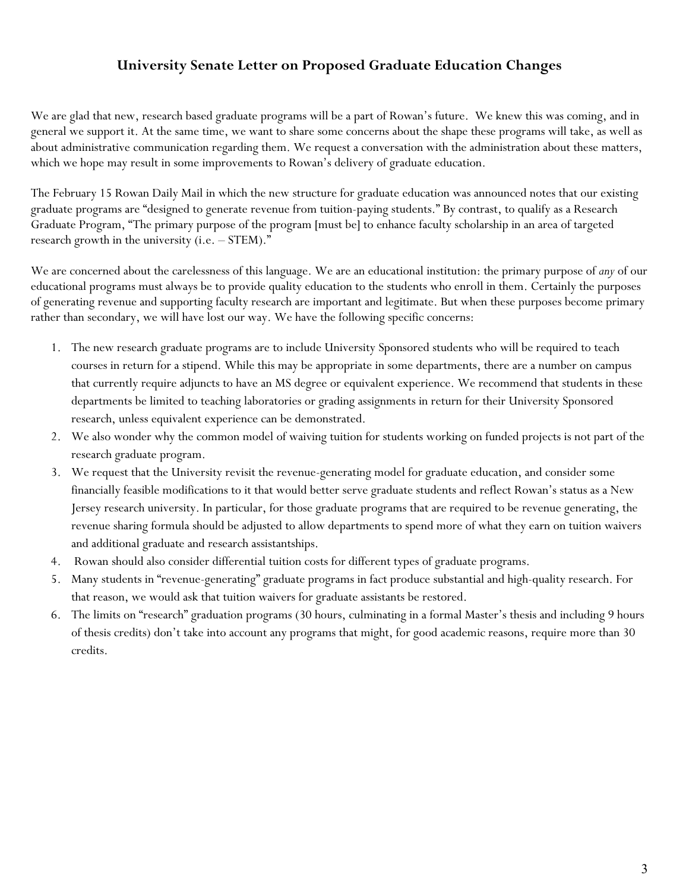## University Senate Letter on Proposed Graduate Education Changes

We are glad that new, research based graduate programs will be a part of Rowan's future. We knew this was coming, and in general we support it. At the same time, we want to share some concerns about the shape these programs will take, as well as about administrative communication regarding them. We request a conversation with the administration about these matters, which we hope may result in some improvements to Rowan's delivery of graduate education.

The February 15 Rowan Daily Mail in which the new structure for graduate education was announced notes that our existing graduate programs are "designed to generate revenue from tuition-paying students." By contrast, to qualify as a Research Graduate Program, "The primary purpose of the program [must be] to enhance faculty scholarship in an area of targeted research growth in the university (i.e. – STEM)."

We are concerned about the carelessness of this language. We are an educational institution: the primary purpose of *any* of our educational programs must always be to provide quality education to the students who enroll in them. Certainly the purposes of generating revenue and supporting faculty research are important and legitimate. But when these purposes become primary rather than secondary, we will have lost our way. We have the following specific concerns:

1. The new research graduate programs are to include University Sponsored students who will be required to teach courses in return for a stipend. While this may be appropriate in some departments, there are a number on campus that currently require adjuncts to have an MS degree or equivalent experience. We recommend that students in these departments be limited to teaching laboratories or grading assignments in return for their University Sponsored research, unless equivalent experience can be demonstrated.
2. We also wonder why the common model of waiving tuition for students working on funded projects is not part of the research graduate program.
3. We request that the University revisit the revenue-generating model for graduate education, and consider some financially feasible modifications to it that would better serve graduate students and reflect Rowan's status as a New Jersey research university. In particular, for those graduate programs that are required to be revenue generating, the revenue sharing formula should be adjusted to allow departments to spend more of what they earn on tuition waivers and additional graduate and research assistantships.
4. Rowan should also consider differential tuition costs for different types of graduate programs.
5. Many students in "revenue-generating" graduate programs in fact produce substantial and high-quality research. For that reason, we would ask that tuition waivers for graduate assistants be restored.
6. The limits on "research" graduation programs (30 hours, culminating in a formal Master's thesis and including 9 hours of thesis credits) don't take into account any programs that might, for good academic reasons, require more than 30 credits.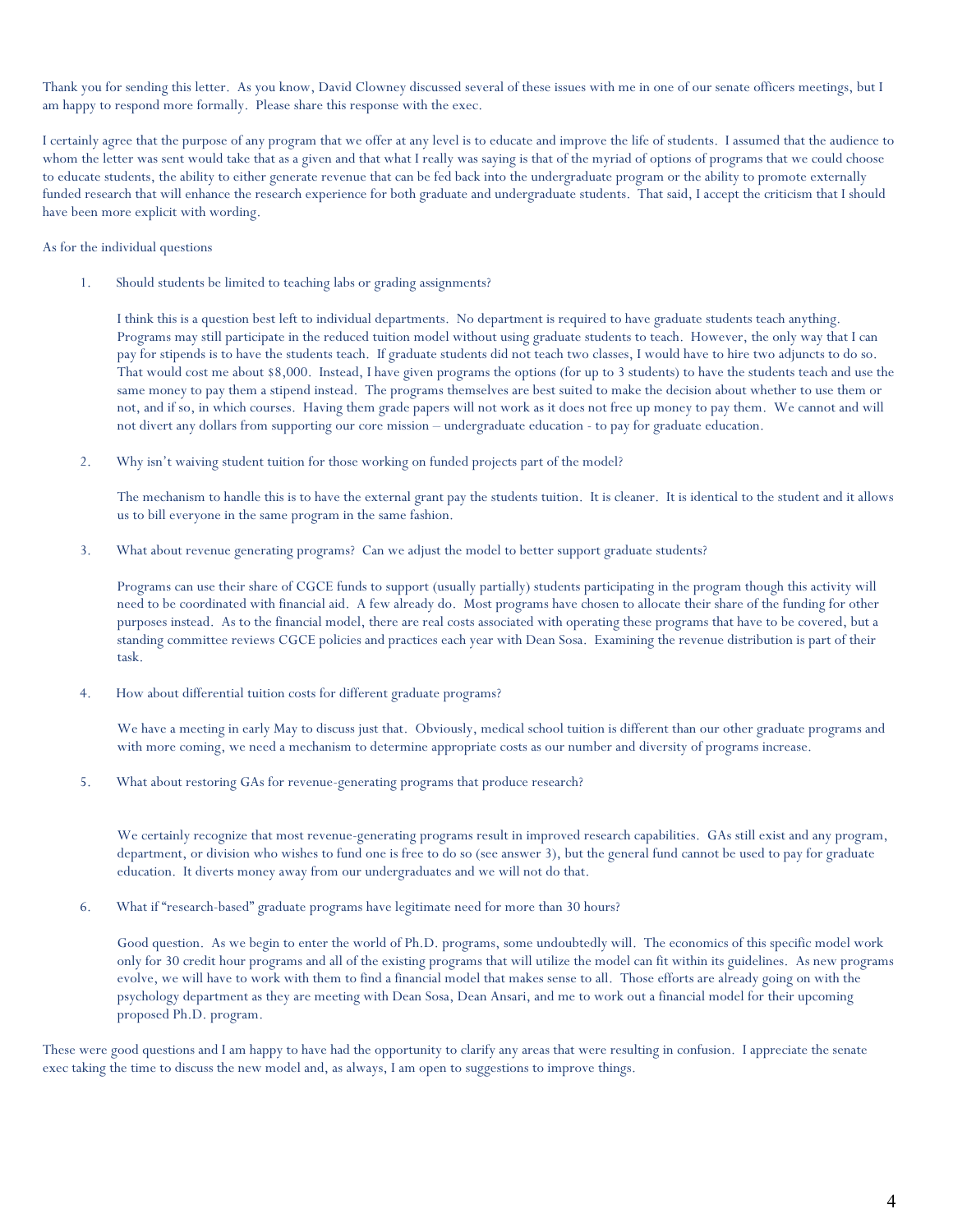Thank you for sending this letter. As you know, David Clowney discussed several of these issues with me in one of our senate officers meetings, but I am happy to respond more formally. Please share this response with the exec.

I certainly agree that the purpose of any program that we offer at any level is to educate and improve the life of students. I assumed that the audience to whom the letter was sent would take that as a given and that what I really was saying is that of the myriad of options of programs that we could choose to educate students, the ability to either generate revenue that can be fed back into the undergraduate program or the ability to promote externally funded research that will enhance the research experience for both graduate and undergraduate students. That said, I accept the criticism that I should have been more explicit with wording.

As for the individual questions

1. Should students be limited to teaching labs or grading assignments?

   I think this is a question best left to individual departments. No department is required to have graduate students teach anything. Programs may still participate in the reduced tuition model without using graduate students to teach. However, the only way that I can pay for stipends is to have the students teach. If graduate students did not teach two classes, I would have to hire two adjuncts to do so. That would cost me about $8,000. Instead, I have given programs the options (for up to 3 students) to have the students teach and use the same money to pay them a stipend instead. The programs themselves are best suited to make the decision about whether to use them or not, and if so, in which courses. Having them grade papers will not work as it does not free up money to pay them. We cannot and will not divert any dollars from supporting our core mission – undergraduate education - to pay for graduate education.

2. Why isn't waiving student tuition for those working on funded projects part of the model?

   The mechanism to handle this is to have the external grant pay the students tuition. It is cleaner. It is identical to the student and it allows us to bill everyone in the same program in the same fashion.

3. What about revenue generating programs? Can we adjust the model to better support graduate students?

   Programs can use their share of CGCE funds to support (usually partially) students participating in the program though this activity will need to be coordinated with financial aid. A few already do. Most programs have chosen to allocate their share of the funding for other purposes instead. As to the financial model, there are real costs associated with operating these programs that have to be covered, but a standing committee reviews CGCE policies and practices each year with Dean Sosa. Examining the revenue distribution is part of their task.

4. How about differential tuition costs for different graduate programs?

   We have a meeting in early May to discuss just that. Obviously, medical school tuition is different than our other graduate programs and with more coming, we need a mechanism to determine appropriate costs as our number and diversity of programs increase.

5. What about restoring GAs for revenue-generating programs that produce research?

   We certainly recognize that most revenue-generating programs result in improved research capabilities. GAs still exist and any program, department, or division who wishes to fund one is free to do so (see answer 3), but the general fund cannot be used to pay for graduate education. It diverts money away from our undergraduates and we will not do that.

6. What if "research-based" graduate programs have legitimate need for more than 30 hours?

   Good question. As we begin to enter the world of Ph.D. programs, some undoubtedly will. The economics of this specific model work only for 30 credit hour programs and all of the existing programs that will utilize the model can fit within its guidelines. As new programs evolve, we will have to work with them to find a financial model that makes sense to all. Those efforts are already going on with the psychology department as they are meeting with Dean Sosa, Dean Ansari, and me to work out a financial model for their upcoming proposed Ph.D. program.

These were good questions and I am happy to have had the opportunity to clarify any areas that were resulting in confusion. I appreciate the senate exec taking the time to discuss the new model and, as always, I am open to suggestions to improve things.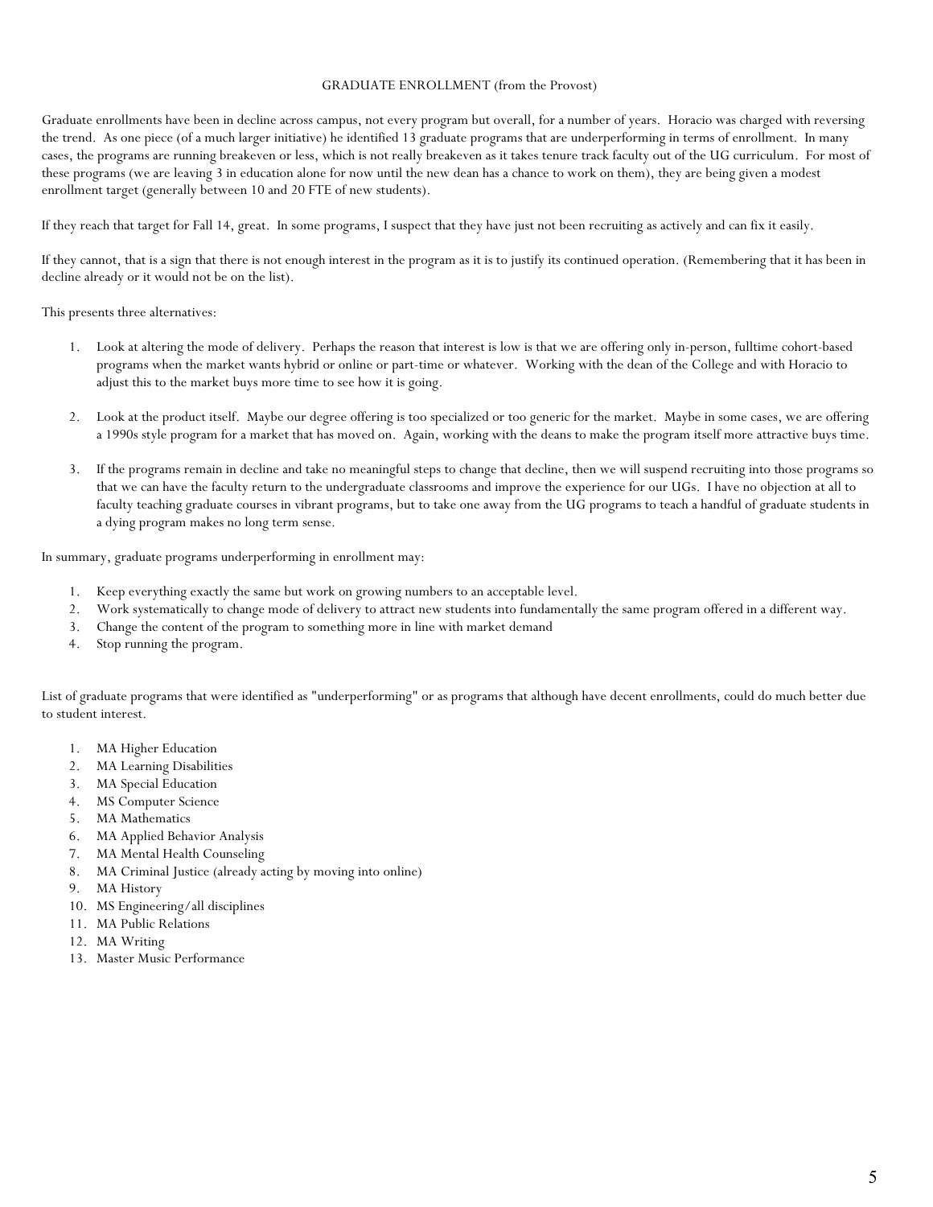## GRADUATE ENROLLMENT (from the Provost)

Graduate enrollments have been in decline across campus, not every program but overall, for a number of years. Horacio was charged with reversing the trend. As one piece (of a much larger initiative) he identified 13 graduate programs that are underperforming in terms of enrollment. In many cases, the programs are running breakeven or less, which is not really breakeven as it takes tenure track faculty out of the UG curriculum. For most of these programs (we are leaving 3 in education alone for now until the new dean has a chance to work on them), they are being given a modest enrollment target (generally between 10 and 20 FTE of new students).

If they reach that target for Fall 14, great. In some programs, I suspect that they have just not been recruiting as actively and can fix it easily.

If they cannot, that is a sign that there is not enough interest in the program as it is to justify its continued operation. (Remembering that it has been in decline already or it would not be on the list).

This presents three alternatives:

1. Look at altering the mode of delivery. Perhaps the reason that interest is low is that we are offering only in-person, fulltime cohort-based programs when the market wants hybrid or online or part-time or whatever. Working with the dean of the College and with Horacio to adjust this to the market buys more time to see how it is going.

2. Look at the product itself. Maybe our degree offering is too specialized or too generic for the market. Maybe in some cases, we are offering a 1990s style program for a market that has moved on. Again, working with the deans to make the program itself more attractive buys time.

3. If the programs remain in decline and take no meaningful steps to change that decline, then we will suspend recruiting into those programs so that we can have the faculty return to the undergraduate classrooms and improve the experience for our UGs. I have no objection at all to faculty teaching graduate courses in vibrant programs, but to take one away from the UG programs to teach a handful of graduate students in a dying program makes no long term sense.

In summary, graduate programs underperforming in enrollment may:

1. Keep everything exactly the same but work on growing numbers to an acceptable level.
2. Work systematically to change mode of delivery to attract new students into fundamentally the same program offered in a different way.
3. Change the content of the program to something more in line with market demand
4. Stop running the program.

List of graduate programs that were identified as "underperforming" or as programs that although have decent enrollments, could do much better due to student interest.

1. MA Higher Education
2. MA Learning Disabilities
3. MA Special Education
4. MS Computer Science
5. MA Mathematics
6. MA Applied Behavior Analysis
7. MA Mental Health Counseling
8. MA Criminal Justice (already acting by moving into online)
9. MA History
10. MS Engineering/all disciplines
11. MA Public Relations
12. MA Writing
13. Master Music Performance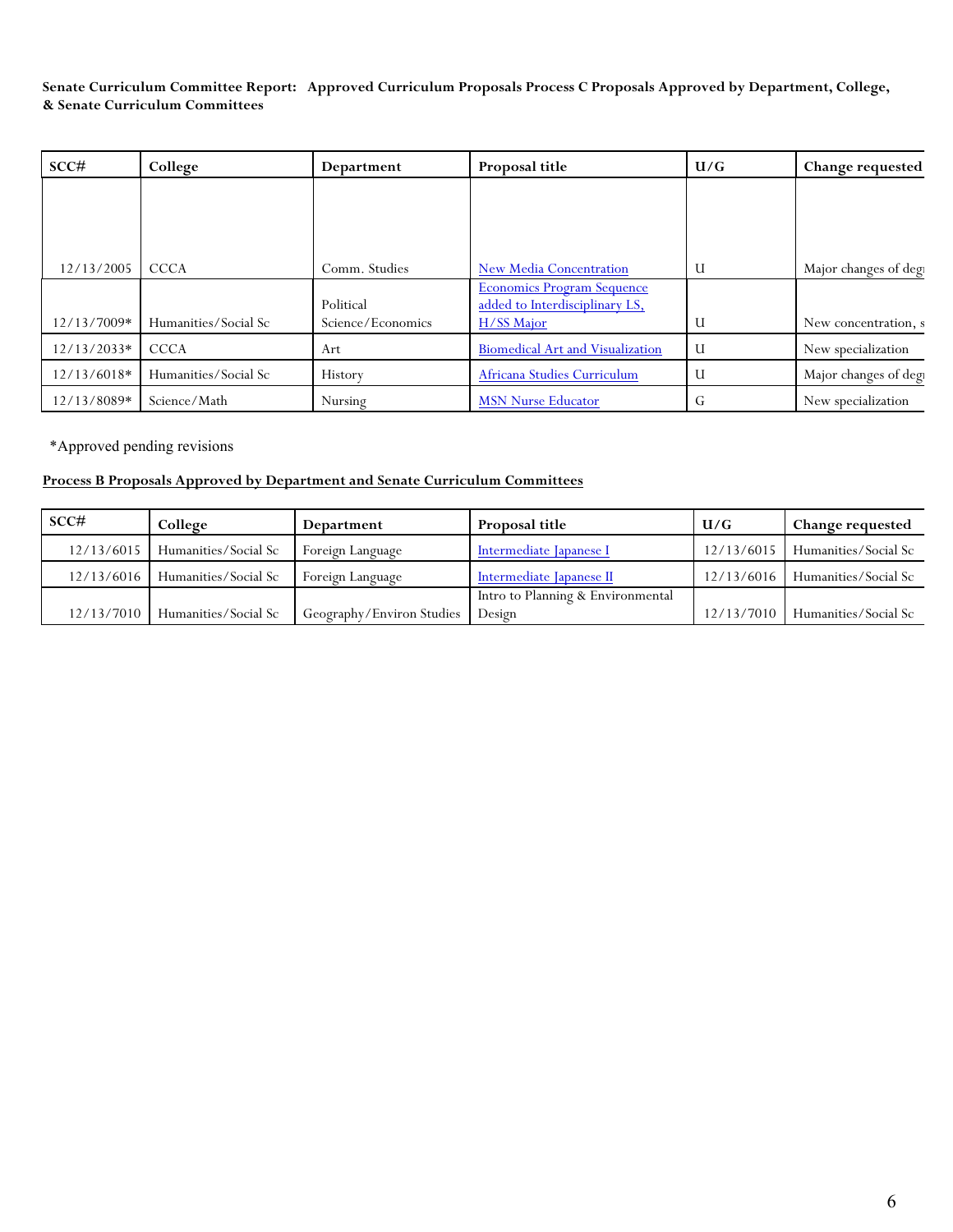**Senate Curriculum Committee Report: Approved Curriculum Proposals Process C Proposals Approved by Department, College, & Senate Curriculum Committees**

| SCC# | College | Department | Proposal title | U/G | Change requested |
|---|---|---|---|---|---|
| 12/13/2005 | CCCA | Comm. Studies | New Media Concentration | U | Major changes of deg |
| 12/13/7009* | Humanities/Social Sc | Political Science/Economics | Economics Program Sequence added to Interdisciplinary LS, H/SS Major | U | New concentration, s |
| 12/13/2033* | CCCA | Art | Biomedical Art and Visualization | U | New specialization |
| 12/13/6018* | Humanities/Social Sc | History | Africana Studies Curriculum | U | Major changes of deg |
| 12/13/8089* | Science/Math | Nursing | MSN Nurse Educator | G | New specialization |

*Approved pending revisions

**Process B Proposals Approved by Department and Senate Curriculum Committees**

| SCC# | College | Department | Proposal title | U/G | Change requested |
|---|---|---|---|---|---|
| 12/13/6015 | Humanities/Social Sc | Foreign Language | Intermediate Japanese I | 12/13/6015 | Humanities/Social Sc |
| 12/13/6016 | Humanities/Social Sc | Foreign Language | Intermediate Japanese II | 12/13/6016 | Humanities/Social Sc |
| 12/13/7010 | Humanities/Social Sc | Geography/Environ Studies | Intro to Planning & Environmental Design | 12/13/7010 | Humanities/Social Sc |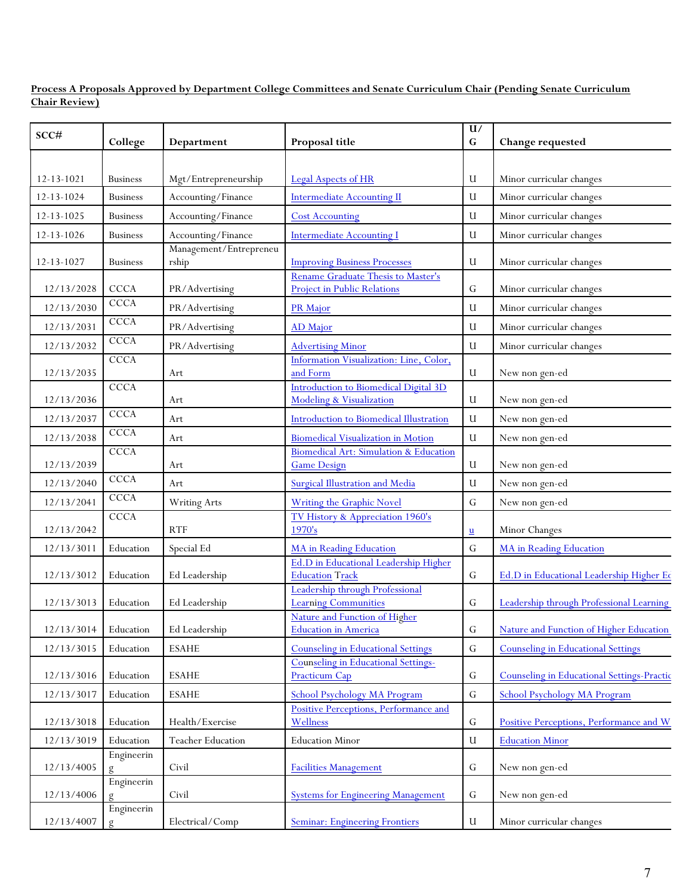**Process A Proposals Approved by Department College Committees and Senate Curriculum Chair (Pending Senate Curriculum Chair Review)**

| SCC# | College | Department | Proposal title | U/G | Change requested |
|---|---|---|---|---|---|
| 12-13-1021 | Business | Mgt/Entrepreneurship | Legal Aspects of HR | U | Minor curricular changes |
| 12-13-1024 | Business | Accounting/Finance | Intermediate Accounting II | U | Minor curricular changes |
| 12-13-1025 | Business | Accounting/Finance | Cost Accounting | U | Minor curricular changes |
| 12-13-1026 | Business | Accounting/Finance | Intermediate Accounting I | U | Minor curricular changes |
| 12-13-1027 | Business | Management/Entrepreneurship | Improving Business Processes | U | Minor curricular changes |
| 12/13/2028 | CCCA | PR/Advertising | Rename Graduate Thesis to Master's Project in Public Relations | G | Minor curricular changes |
| 12/13/2030 | CCCA | PR/Advertising | PR Major | U | Minor curricular changes |
| 12/13/2031 | CCCA | PR/Advertising | AD Major | U | Minor curricular changes |
| 12/13/2032 | CCCA | PR/Advertising | Advertising Minor | U | Minor curricular changes |
| 12/13/2035 | CCCA | Art | Information Visualization: Line, Color, and Form | U | New non gen-ed |
| 12/13/2036 | CCCA | Art | Introduction to Biomedical Digital 3D Modeling & Visualization | U | New non gen-ed |
| 12/13/2037 | CCCA | Art | Introduction to Biomedical Illustration | U | New non gen-ed |
| 12/13/2038 | CCCA | Art | Biomedical Visualization in Motion | U | New non gen-ed |
| 12/13/2039 | CCCA | Art | Biomedical Art: Simulation & Education Game Design | U | New non gen-ed |
| 12/13/2040 | CCCA | Art | Surgical Illustration and Media | U | New non gen-ed |
| 12/13/2041 | CCCA | Writing Arts | Writing the Graphic Novel | G | New non gen-ed |
| 12/13/2042 | CCCA | RTF | TV History & Appreciation 1960's 1970's | u | Minor Changes |
| 12/13/3011 | Education | Special Ed | MA in Reading Education | G | MA in Reading Education |
| 12/13/3012 | Education | Ed Leadership | Ed.D in Educational Leadership Higher Education Track | G | Ed.D in Educational Leadership Higher Ec |
| 12/13/3013 | Education | Ed Leadership | Leadership through Professional Learning Communities | G | Leadership through Professional Learning |
| 12/13/3014 | Education | Ed Leadership | Nature and Function of Higher Education in America | G | Nature and Function of Higher Education |
| 12/13/3015 | Education | ESAHE | Counseling in Educational Settings | G | Counseling in Educational Settings |
| 12/13/3016 | Education | ESAHE | Counseling in Educational Settings-Practicum Cap | G | Counseling in Educational Settings-Practic |
| 12/13/3017 | Education | ESAHE | School Psychology MA Program | G | School Psychology MA Program |
| 12/13/3018 | Education | Health/Exercise | Positive Perceptions, Performance and Wellness | G | Positive Perceptions, Performance and W |
| 12/13/3019 | Education | Teacher Education | Education Minor | U | Education Minor |
| 12/13/4005 | Engineering | Civil | Facilities Management | G | New non gen-ed |
| 12/13/4006 | Engineering | Civil | Systems for Engineering Management | G | New non gen-ed |
| 12/13/4007 | Engineering | Electrical/Comp | Seminar: Engineering Frontiers | U | Minor curricular changes |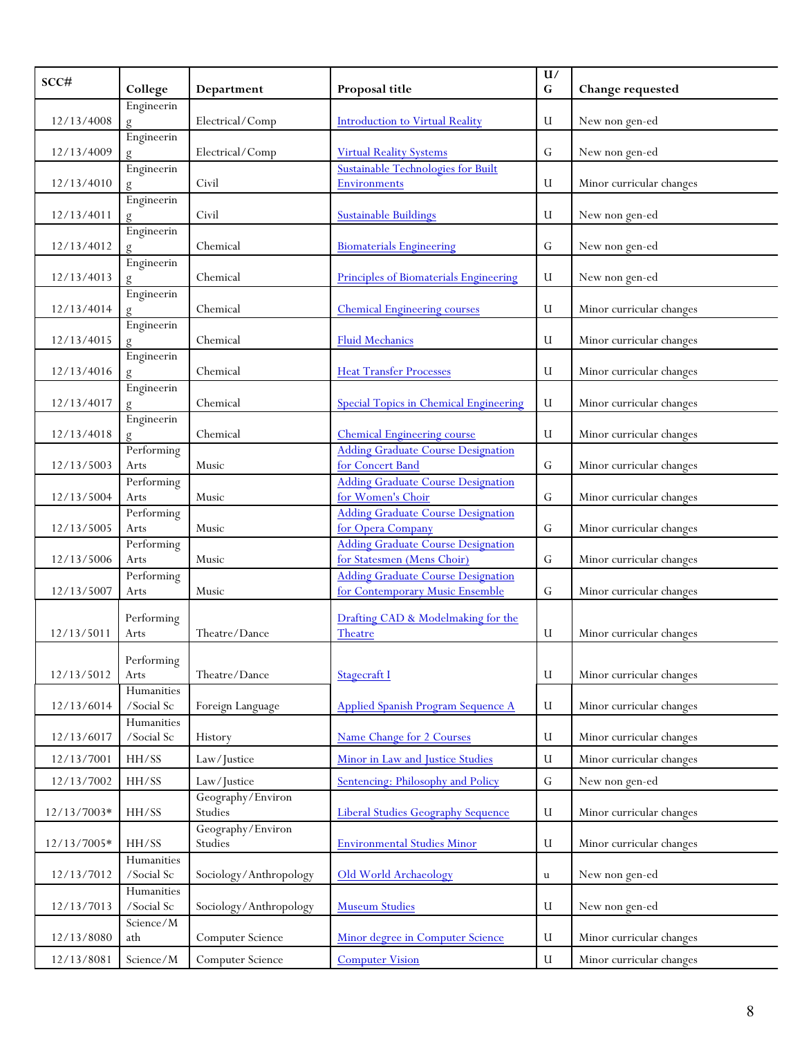| SCC# | College | Department | Proposal title | U/G | Change requested |
|---|---|---|---|---|---|
| 12/13/4008 | Engineering | Electrical/Comp | Introduction to Virtual Reality | U | New non gen-ed |
| 12/13/4009 | Engineering | Electrical/Comp | Virtual Reality Systems | G | New non gen-ed |
| 12/13/4010 | Engineering | Civil | Sustainable Technologies for Built Environments | U | Minor curricular changes |
| 12/13/4011 | Engineering | Civil | Sustainable Buildings | U | New non gen-ed |
| 12/13/4012 | Engineering | Chemical | Biomaterials Engineering | G | New non gen-ed |
| 12/13/4013 | Engineering | Chemical | Principles of Biomaterials Engineering | U | New non gen-ed |
| 12/13/4014 | Engineering | Chemical | Chemical Engineering courses | U | Minor curricular changes |
| 12/13/4015 | Engineering | Chemical | Fluid Mechanics | U | Minor curricular changes |
| 12/13/4016 | Engineering | Chemical | Heat Transfer Processes | U | Minor curricular changes |
| 12/13/4017 | Engineering | Chemical | Special Topics in Chemical Engineering | U | Minor curricular changes |
| 12/13/4018 | Engineering | Chemical | Chemical Engineering course | U | Minor curricular changes |
| 12/13/5003 | Performing Arts | Music | Adding Graduate Course Designation for Concert Band | G | Minor curricular changes |
| 12/13/5004 | Performing Arts | Music | Adding Graduate Course Designation for Women's Choir | G | Minor curricular changes |
| 12/13/5005 | Performing Arts | Music | Adding Graduate Course Designation for Opera Company | G | Minor curricular changes |
| 12/13/5006 | Performing Arts | Music | Adding Graduate Course Designation for Statesmen (Mens Choir) | G | Minor curricular changes |
| 12/13/5007 | Performing Arts | Music | Adding Graduate Course Designation for Contemporary Music Ensemble | G | Minor curricular changes |
| 12/13/5011 | Performing Arts | Theatre/Dance | Drafting CAD & Modelmaking for the Theatre | U | Minor curricular changes |
| 12/13/5012 | Performing Arts | Theatre/Dance | Stagecraft I | U | Minor curricular changes |
| 12/13/6014 | Humanities /Social Sc | Foreign Language | Applied Spanish Program Sequence A | U | Minor curricular changes |
| 12/13/6017 | Humanities /Social Sc | History | Name Change for 2 Courses | U | Minor curricular changes |
| 12/13/7001 | HH/SS | Law/Justice | Minor in Law and Justice Studies | U | Minor curricular changes |
| 12/13/7002 | HH/SS | Law/Justice | Sentencing: Philosophy and Policy | G | New non gen-ed |
| 12/13/7003* | HH/SS | Geography/Environ Studies | Liberal Studies Geography Sequence | U | Minor curricular changes |
| 12/13/7005* | HH/SS | Geography/Environ Studies | Environmental Studies Minor | U | Minor curricular changes |
| 12/13/7012 | Humanities /Social Sc | Sociology/Anthropology | Old World Archaeology | u | New non gen-ed |
| 12/13/7013 | Humanities /Social Sc | Sociology/Anthropology | Museum Studies | U | New non gen-ed |
| 12/13/8080 | Science/Math | Computer Science | Minor degree in Computer Science | U | Minor curricular changes |
| 12/13/8081 | Science/M | Computer Science | Computer Vision | U | Minor curricular changes |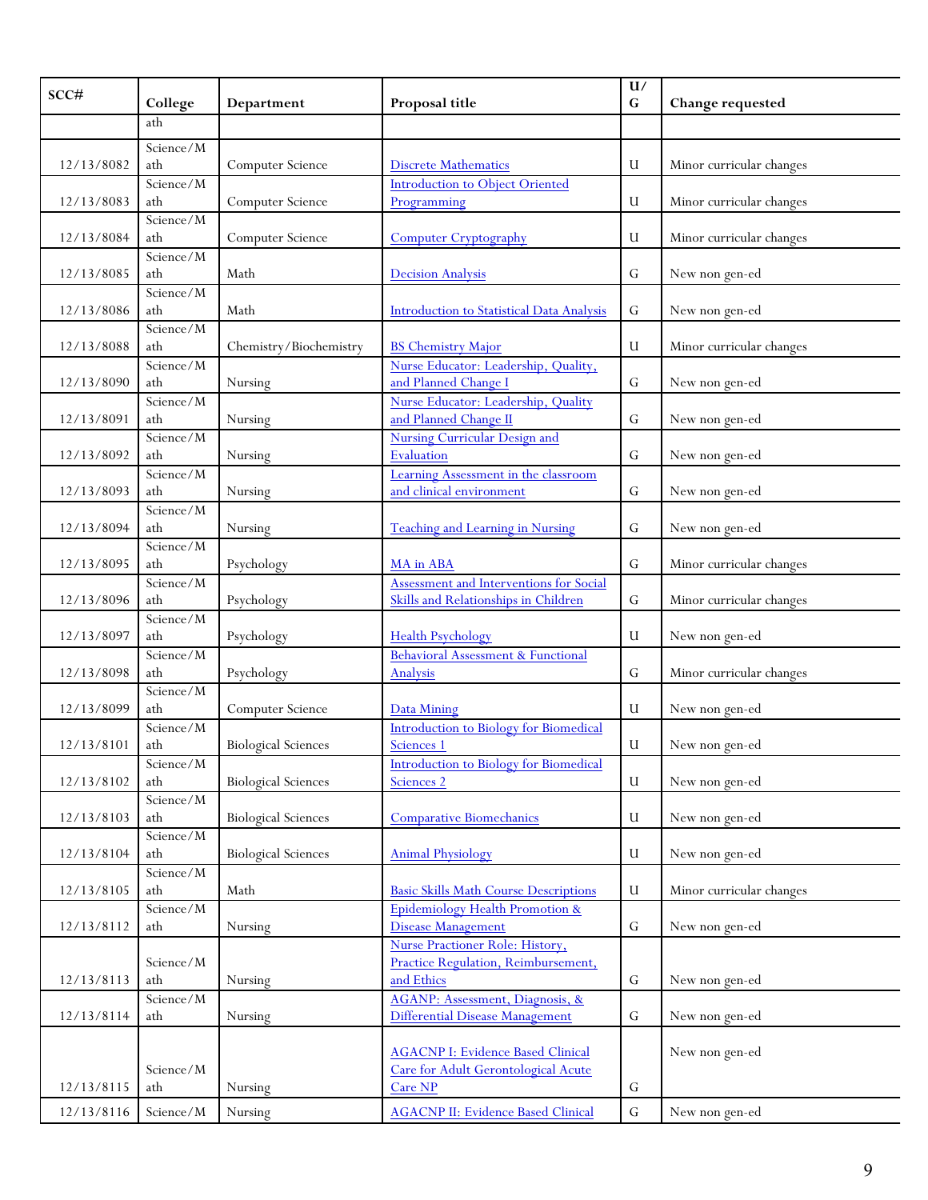| SCC# | College | Department | Proposal title | U/G | Change requested |
|---|---|---|---|---|---|
| | ath | | | | |
| 12/13/8082 | Science/Math | Computer Science | Discrete Mathematics | U | Minor curricular changes |
| 12/13/8083 | Science/Math | Computer Science | Introduction to Object Oriented Programming | U | Minor curricular changes |
| 12/13/8084 | Science/Math | Computer Science | Computer Cryptography | U | Minor curricular changes |
| 12/13/8085 | Science/Math | Math | Decision Analysis | G | New non gen-ed |
| 12/13/8086 | Science/Math | Math | Introduction to Statistical Data Analysis | G | New non gen-ed |
| 12/13/8088 | Science/Math | Chemistry/Biochemistry | BS Chemistry Major | U | Minor curricular changes |
| 12/13/8090 | Science/Math | Nursing | Nurse Educator: Leadership, Quality, and Planned Change I | G | New non gen-ed |
| 12/13/8091 | Science/Math | Nursing | Nurse Educator: Leadership, Quality and Planned Change II | G | New non gen-ed |
| 12/13/8092 | Science/Math | Nursing | Nursing Curricular Design and Evaluation | G | New non gen-ed |
| 12/13/8093 | Science/Math | Nursing | Learning Assessment in the classroom and clinical environment | G | New non gen-ed |
| 12/13/8094 | Science/Math | Nursing | Teaching and Learning in Nursing | G | New non gen-ed |
| 12/13/8095 | Science/Math | Psychology | MA in ABA | G | Minor curricular changes |
| 12/13/8096 | Science/Math | Psychology | Assessment and Interventions for Social Skills and Relationships in Children | G | Minor curricular changes |
| 12/13/8097 | Science/Math | Psychology | Health Psychology | U | New non gen-ed |
| 12/13/8098 | Science/Math | Psychology | Behavioral Assessment & Functional Analysis | G | Minor curricular changes |
| 12/13/8099 | Science/Math | Computer Science | Data Mining | U | New non gen-ed |
| 12/13/8101 | Science/Math | Biological Sciences | Introduction to Biology for Biomedical Sciences 1 | U | New non gen-ed |
| 12/13/8102 | Science/Math | Biological Sciences | Introduction to Biology for Biomedical Sciences 2 | U | New non gen-ed |
| 12/13/8103 | Science/Math | Biological Sciences | Comparative Biomechanics | U | New non gen-ed |
| 12/13/8104 | Science/Math | Biological Sciences | Animal Physiology | U | New non gen-ed |
| 12/13/8105 | Science/Math | Math | Basic Skills Math Course Descriptions | U | Minor curricular changes |
| 12/13/8112 | Science/Math | Nursing | Epidemiology Health Promotion & Disease Management | G | New non gen-ed |
| 12/13/8113 | Science/Math | Nursing | Nurse Practioner Role: History, Practice Regulation, Reimbursement, and Ethics | G | New non gen-ed |
| 12/13/8114 | Science/Math | Nursing | AGANP: Assessment, Diagnosis, & Differential Disease Management | G | New non gen-ed |
| 12/13/8115 | Science/Math | Nursing | AGACNP I: Evidence Based Clinical Care for Adult Gerontological Acute Care NP | G | New non gen-ed |
| 12/13/8116 | Science/M | Nursing | AGACNP II: Evidence Based Clinical | G | New non gen-ed |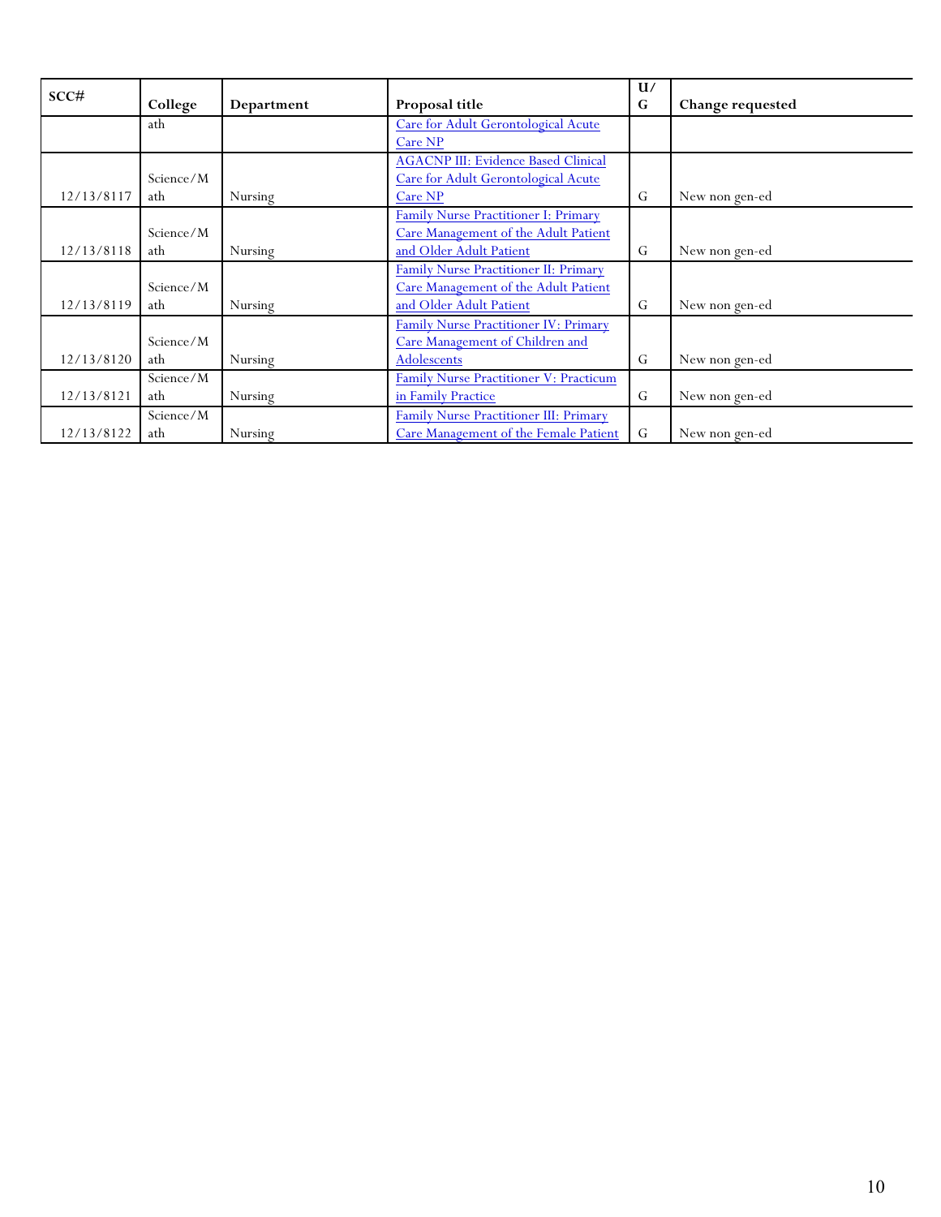| SCC# | College | Department | Proposal title | U/G | Change requested |
|---|---|---|---|---|---|
| | ath | | Care for Adult Gerontological Acute Care NP | | |
| 12/13/8117 | Science/Math | Nursing | AGACNP III: Evidence Based Clinical Care for Adult Gerontological Acute Care NP | G | New non gen-ed |
| 12/13/8118 | Science/Math | Nursing | Family Nurse Practitioner I: Primary Care Management of the Adult Patient and Older Adult Patient | G | New non gen-ed |
| 12/13/8119 | Science/Math | Nursing | Family Nurse Practitioner II: Primary Care Management of the Adult Patient and Older Adult Patient | G | New non gen-ed |
| 12/13/8120 | Science/Math | Nursing | Family Nurse Practitioner IV: Primary Care Management of Children and Adolescents | G | New non gen-ed |
| 12/13/8121 | Science/Math | Nursing | Family Nurse Practitioner V: Practicum in Family Practice | G | New non gen-ed |
| 12/13/8122 | Science/Math | Nursing | Family Nurse Practitioner III: Primary Care Management of the Female Patient | G | New non gen-ed |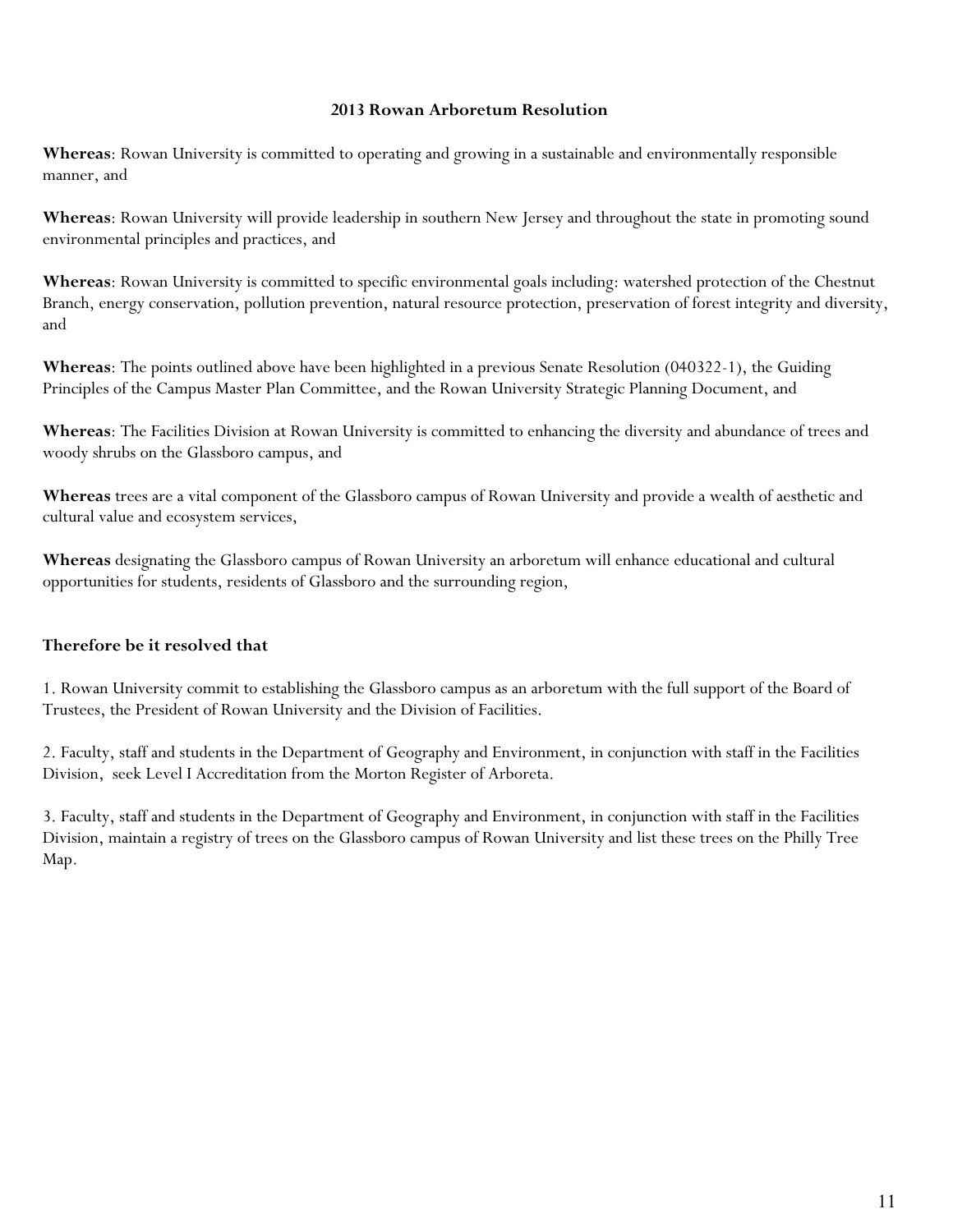## 2013 Rowan Arboretum Resolution

**Whereas**: Rowan University is committed to operating and growing in a sustainable and environmentally responsible manner, and

**Whereas**: Rowan University will provide leadership in southern New Jersey and throughout the state in promoting sound environmental principles and practices, and

**Whereas**: Rowan University is committed to specific environmental goals including: watershed protection of the Chestnut Branch, energy conservation, pollution prevention, natural resource protection, preservation of forest integrity and diversity, and

**Whereas**: The points outlined above have been highlighted in a previous Senate Resolution (040322-1), the Guiding Principles of the Campus Master Plan Committee, and the Rowan University Strategic Planning Document, and

**Whereas**: The Facilities Division at Rowan University is committed to enhancing the diversity and abundance of trees and woody shrubs on the Glassboro campus, and

**Whereas** trees are a vital component of the Glassboro campus of Rowan University and provide a wealth of aesthetic and cultural value and ecosystem services,

**Whereas** designating the Glassboro campus of Rowan University an arboretum will enhance educational and cultural opportunities for students, residents of Glassboro and the surrounding region,

**Therefore be it resolved that**

1. Rowan University commit to establishing the Glassboro campus as an arboretum with the full support of the Board of Trustees, the President of Rowan University and the Division of Facilities.

2. Faculty, staff and students in the Department of Geography and Environment, in conjunction with staff in the Facilities Division, seek Level I Accreditation from the Morton Register of Arboreta.

3. Faculty, staff and students in the Department of Geography and Environment, in conjunction with staff in the Facilities Division, maintain a registry of trees on the Glassboro campus of Rowan University and list these trees on the Philly Tree Map.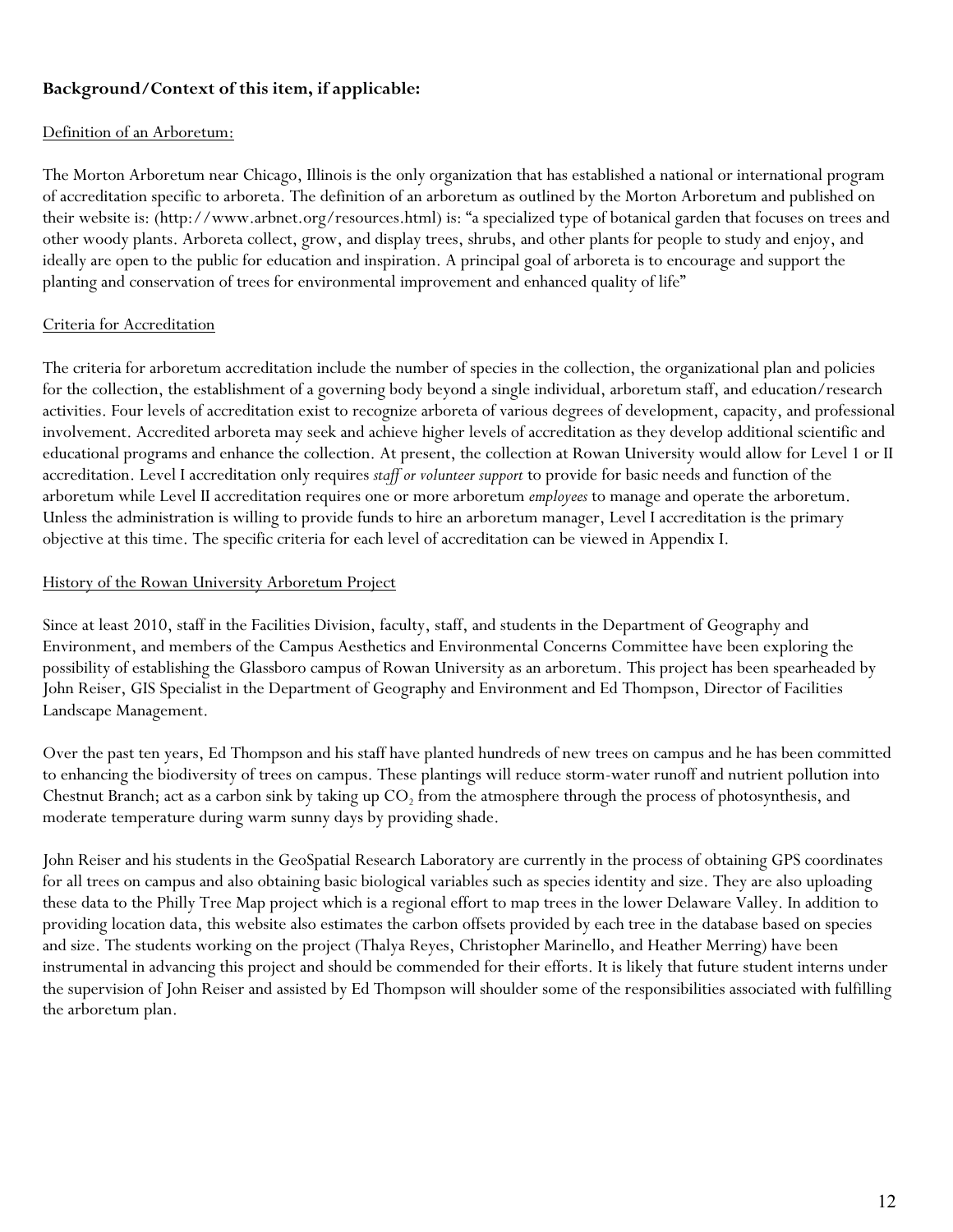**Background/Context of this item, if applicable:**

Definition of an Arboretum:

The Morton Arboretum near Chicago, Illinois is the only organization that has established a national or international program of accreditation specific to arboreta. The definition of an arboretum as outlined by the Morton Arboretum and published on their website is: (http://www.arbnet.org/resources.html) is: "a specialized type of botanical garden that focuses on trees and other woody plants. Arboreta collect, grow, and display trees, shrubs, and other plants for people to study and enjoy, and ideally are open to the public for education and inspiration. A principal goal of arboreta is to encourage and support the planting and conservation of trees for environmental improvement and enhanced quality of life"

Criteria for Accreditation

The criteria for arboretum accreditation include the number of species in the collection, the organizational plan and policies for the collection, the establishment of a governing body beyond a single individual, arboretum staff, and education/research activities. Four levels of accreditation exist to recognize arboreta of various degrees of development, capacity, and professional involvement. Accredited arboreta may seek and achieve higher levels of accreditation as they develop additional scientific and educational programs and enhance the collection. At present, the collection at Rowan University would allow for Level 1 or II accreditation. Level I accreditation only requires *staff or volunteer support* to provide for basic needs and function of the arboretum while Level II accreditation requires one or more arboretum *employees* to manage and operate the arboretum. Unless the administration is willing to provide funds to hire an arboretum manager, Level I accreditation is the primary objective at this time. The specific criteria for each level of accreditation can be viewed in Appendix I.

History of the Rowan University Arboretum Project

Since at least 2010, staff in the Facilities Division, faculty, staff, and students in the Department of Geography and Environment, and members of the Campus Aesthetics and Environmental Concerns Committee have been exploring the possibility of establishing the Glassboro campus of Rowan University as an arboretum. This project has been spearheaded by John Reiser, GIS Specialist in the Department of Geography and Environment and Ed Thompson, Director of Facilities Landscape Management.

Over the past ten years, Ed Thompson and his staff have planted hundreds of new trees on campus and he has been committed to enhancing the biodiversity of trees on campus. These plantings will reduce storm-water runoff and nutrient pollution into Chestnut Branch; act as a carbon sink by taking up $CO_2$ from the atmosphere through the process of photosynthesis, and moderate temperature during warm sunny days by providing shade.

John Reiser and his students in the GeoSpatial Research Laboratory are currently in the process of obtaining GPS coordinates for all trees on campus and also obtaining basic biological variables such as species identity and size. They are also uploading these data to the Philly Tree Map project which is a regional effort to map trees in the lower Delaware Valley. In addition to providing location data, this website also estimates the carbon offsets provided by each tree in the database based on species and size. The students working on the project (Thalya Reyes, Christopher Marinello, and Heather Merring) have been instrumental in advancing this project and should be commended for their efforts. It is likely that future student interns under the supervision of John Reiser and assisted by Ed Thompson will shoulder some of the responsibilities associated with fulfilling the arboretum plan.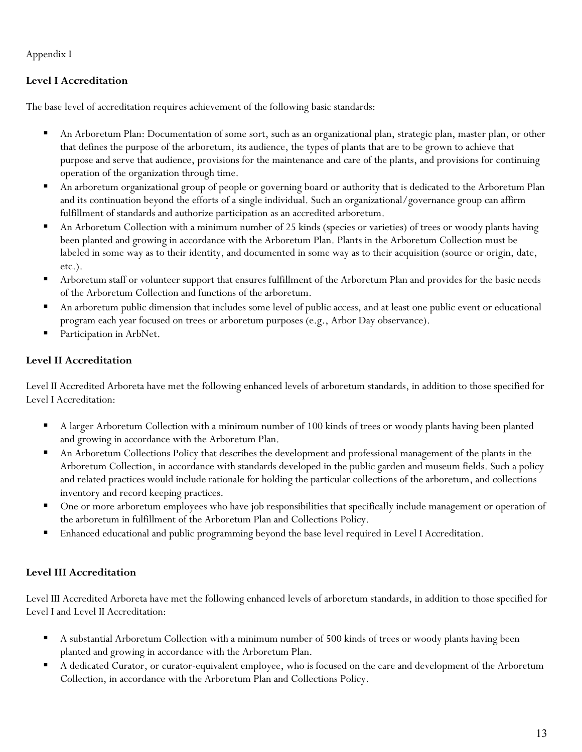Appendix I

## Level I Accreditation

The base level of accreditation requires achievement of the following basic standards:

- An Arboretum Plan: Documentation of some sort, such as an organizational plan, strategic plan, master plan, or other that defines the purpose of the arboretum, its audience, the types of plants that are to be grown to achieve that purpose and serve that audience, provisions for the maintenance and care of the plants, and provisions for continuing operation of the organization through time.
- An arboretum organizational group of people or governing board or authority that is dedicated to the Arboretum Plan and its continuation beyond the efforts of a single individual. Such an organizational/governance group can affirm fulfillment of standards and authorize participation as an accredited arboretum.
- An Arboretum Collection with a minimum number of 25 kinds (species or varieties) of trees or woody plants having been planted and growing in accordance with the Arboretum Plan. Plants in the Arboretum Collection must be labeled in some way as to their identity, and documented in some way as to their acquisition (source or origin, date, etc.).
- Arboretum staff or volunteer support that ensures fulfillment of the Arboretum Plan and provides for the basic needs of the Arboretum Collection and functions of the arboretum.
- An arboretum public dimension that includes some level of public access, and at least one public event or educational program each year focused on trees or arboretum purposes (e.g., Arbor Day observance).
- Participation in ArbNet.

## Level II Accreditation

Level II Accredited Arboreta have met the following enhanced levels of arboretum standards, in addition to those specified for Level I Accreditation:

- A larger Arboretum Collection with a minimum number of 100 kinds of trees or woody plants having been planted and growing in accordance with the Arboretum Plan.
- An Arboretum Collections Policy that describes the development and professional management of the plants in the Arboretum Collection, in accordance with standards developed in the public garden and museum fields. Such a policy and related practices would include rationale for holding the particular collections of the arboretum, and collections inventory and record keeping practices.
- One or more arboretum employees who have job responsibilities that specifically include management or operation of the arboretum in fulfillment of the Arboretum Plan and Collections Policy.
- Enhanced educational and public programming beyond the base level required in Level I Accreditation.

## Level III Accreditation

Level III Accredited Arboreta have met the following enhanced levels of arboretum standards, in addition to those specified for Level I and Level II Accreditation:

- A substantial Arboretum Collection with a minimum number of 500 kinds of trees or woody plants having been planted and growing in accordance with the Arboretum Plan.
- A dedicated Curator, or curator-equivalent employee, who is focused on the care and development of the Arboretum Collection, in accordance with the Arboretum Plan and Collections Policy.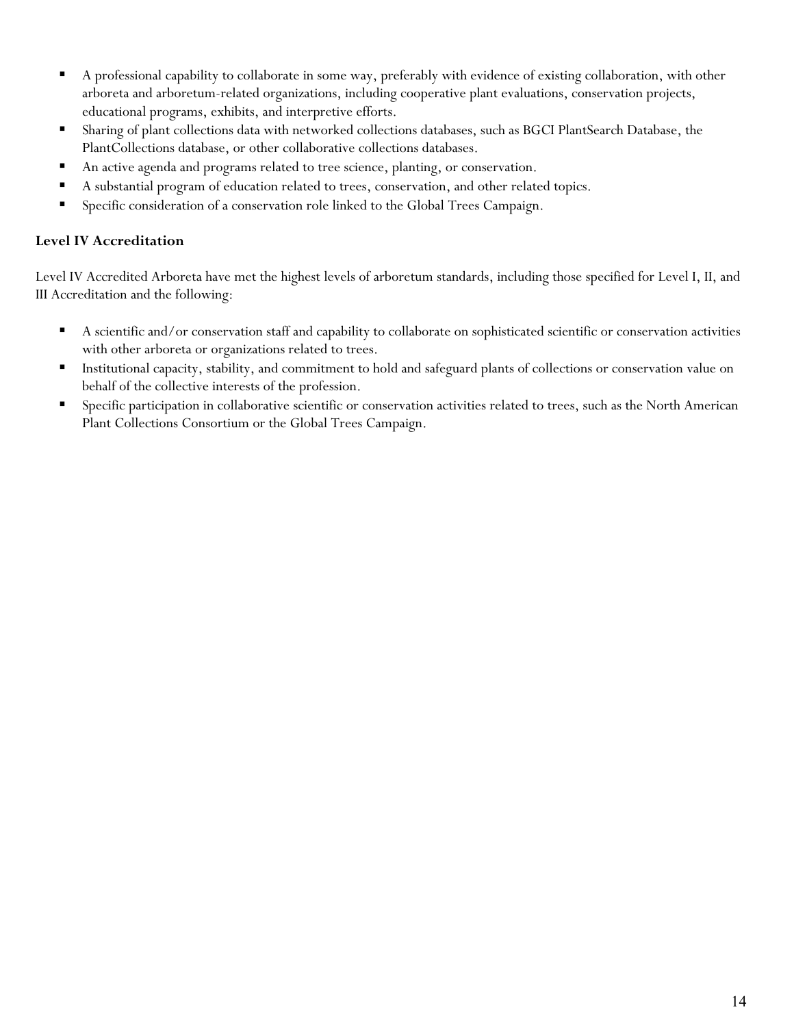- A professional capability to collaborate in some way, preferably with evidence of existing collaboration, with other arboreta and arboretum-related organizations, including cooperative plant evaluations, conservation projects, educational programs, exhibits, and interpretive efforts.
- Sharing of plant collections data with networked collections databases, such as BGCI PlantSearch Database, the PlantCollections database, or other collaborative collections databases.
- An active agenda and programs related to tree science, planting, or conservation.
- A substantial program of education related to trees, conservation, and other related topics.
- Specific consideration of a conservation role linked to the Global Trees Campaign.

**Level IV Accreditation**

Level IV Accredited Arboreta have met the highest levels of arboretum standards, including those specified for Level I, II, and III Accreditation and the following:

- A scientific and/or conservation staff and capability to collaborate on sophisticated scientific or conservation activities with other arboreta or organizations related to trees.
- Institutional capacity, stability, and commitment to hold and safeguard plants of collections or conservation value on behalf of the collective interests of the profession.
- Specific participation in collaborative scientific or conservation activities related to trees, such as the North American Plant Collections Consortium or the Global Trees Campaign.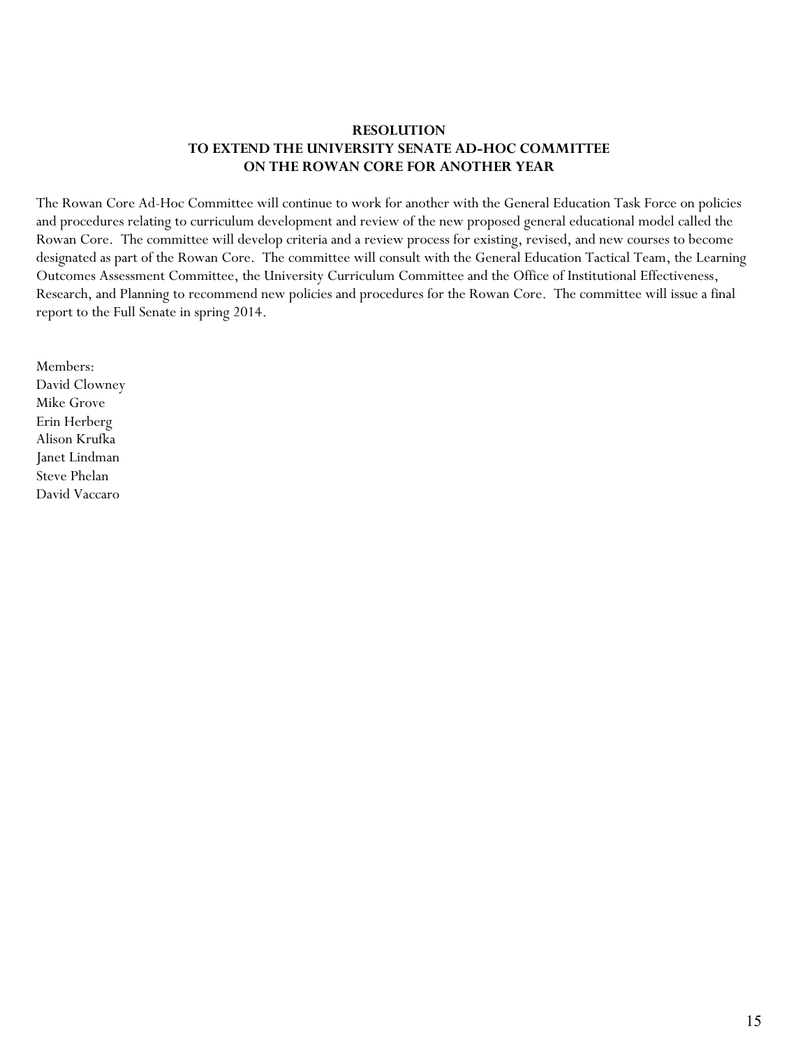**RESOLUTION**
**TO EXTEND THE UNIVERSITY SENATE AD-HOC COMMITTEE**
**ON THE ROWAN CORE FOR ANOTHER YEAR**

The Rowan Core Ad-Hoc Committee will continue to work for another with the General Education Task Force on policies and procedures relating to curriculum development and review of the new proposed general educational model called the Rowan Core. The committee will develop criteria and a review process for existing, revised, and new courses to become designated as part of the Rowan Core. The committee will consult with the General Education Tactical Team, the Learning Outcomes Assessment Committee, the University Curriculum Committee and the Office of Institutional Effectiveness, Research, and Planning to recommend new policies and procedures for the Rowan Core. The committee will issue a final report to the Full Senate in spring 2014.

Members:
David Clowney
Mike Grove
Erin Herberg
Alison Krufka
Janet Lindman
Steve Phelan
David Vaccaro